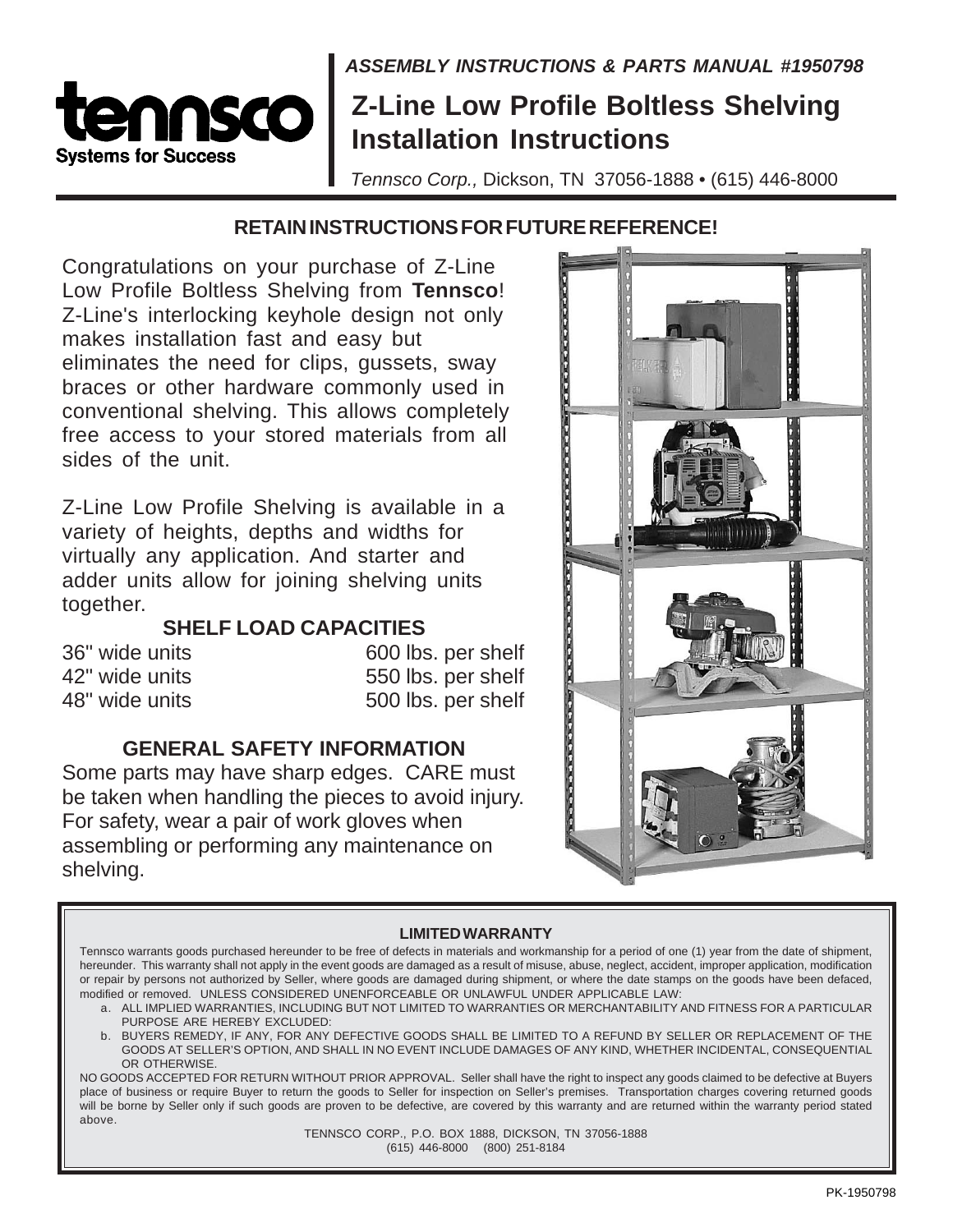tennsco
Systems for Success

*ASSEMBLY INSTRUCTIONS & PARTS MANUAL #1950798*

# Z-Line Low Profile Boltless Shelving Installation Instructions

*Tennsco Corp.,* Dickson, TN 37056-1888 • (615) 446-8000

**RETAIN INSTRUCTIONS FOR FUTURE REFERENCE!**

Congratulations on your purchase of Z-Line Low Profile Boltless Shelving from **Tennsco**! Z-Line's interlocking keyhole design not only makes installation fast and easy but eliminates the need for clips, gussets, sway braces or other hardware commonly used in conventional shelving. This allows completely free access to your stored materials from all sides of the unit.

Z-Line Low Profile Shelving is available in a variety of heights, depths and widths for virtually any application. And starter and adder units allow for joining shelving units together.

## SHELF LOAD CAPACITIES

| | |
|---|---|
| 36" wide units | 600 lbs. per shelf |
| 42" wide units | 550 lbs. per shelf |
| 48" wide units | 500 lbs. per shelf |

## GENERAL SAFETY INFORMATION

Some parts may have sharp edges. CARE must be taken when handling the pieces to avoid injury. For safety, wear a pair of work gloves when assembling or performing any maintenance on shelving.

### LIMITED WARRANTY

Tennsco warrants goods purchased hereunder to be free of defects in materials and workmanship for a period of one (1) year from the date of shipment, hereunder. This warranty shall not apply in the event goods are damaged as a result of misuse, abuse, neglect, accident, improper application, modification or repair by persons not authorized by Seller, where goods are damaged during shipment, or where the date stamps on the goods have been defaced, modified or removed. UNLESS CONSIDERED UNENFORCEABLE OR UNLAWFUL UNDER APPLICABLE LAW:

a. ALL IMPLIED WARRANTIES, INCLUDING BUT NOT LIMITED TO WARRANTIES OR MERCHANTABILITY AND FITNESS FOR A PARTICULAR PURPOSE ARE HEREBY EXCLUDED:

b. BUYERS REMEDY, IF ANY, FOR ANY DEFECTIVE GOODS SHALL BE LIMITED TO A REFUND BY SELLER OR REPLACEMENT OF THE GOODS AT SELLER'S OPTION, AND SHALL IN NO EVENT INCLUDE DAMAGES OF ANY KIND, WHETHER INCIDENTAL, CONSEQUENTIAL OR OTHERWISE.

NO GOODS ACCEPTED FOR RETURN WITHOUT PRIOR APPROVAL. Seller shall have the right to inspect any goods claimed to be defective at Buyers place of business or require Buyer to return the goods to Seller for inspection on Seller's premises. Transportation charges covering returned goods will be borne by Seller only if such goods are proven to be defective, are covered by this warranty and are returned within the warranty period stated above.

TENNSCO CORP., P.O. BOX 1888, DICKSON, TN 37056-1888
(615) 446-8000 (800) 251-8184

PK-1950798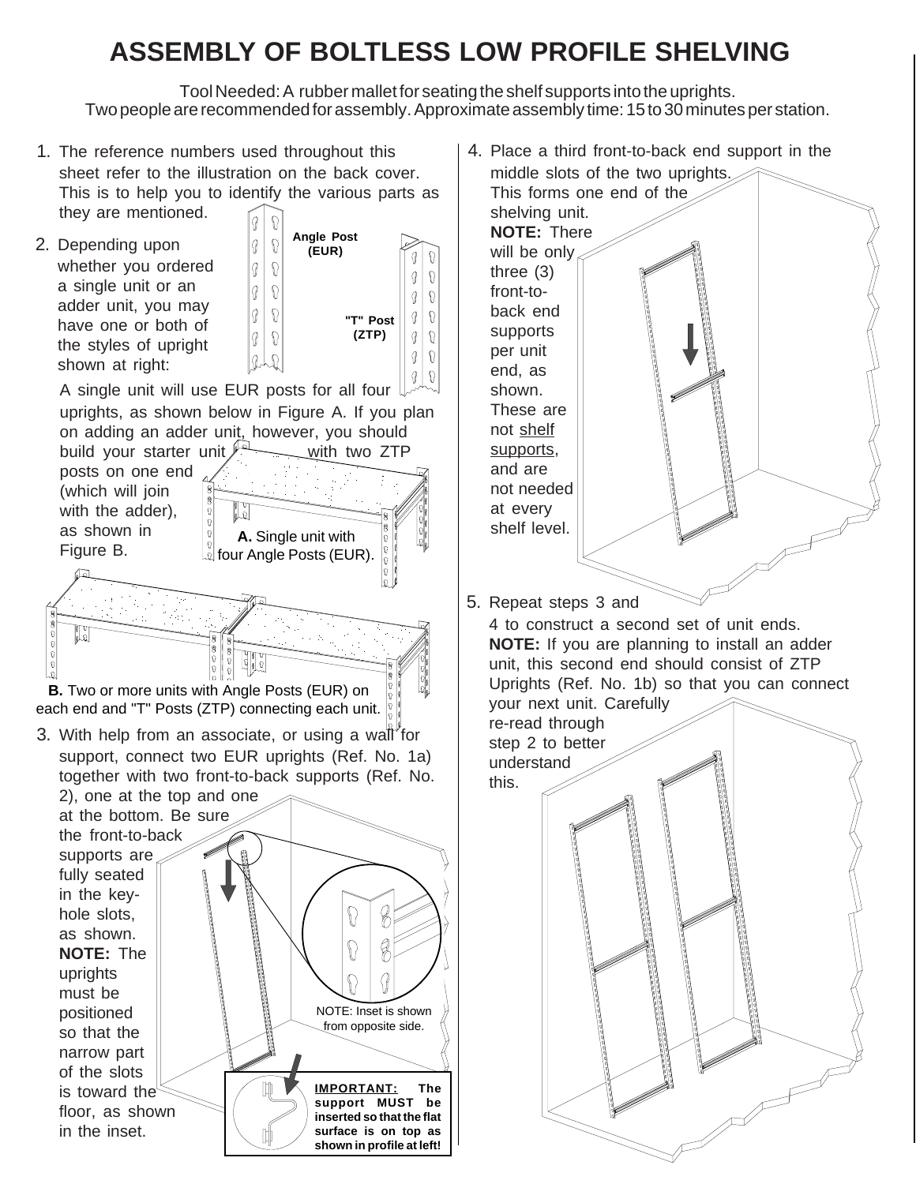# ASSEMBLY OF BOLTLESS LOW PROFILE SHELVING

Tool Needed: A rubber mallet for seating the shelf supports into the uprights.
Two people are recommended for assembly. Approximate assembly time: 15 to 30 minutes per station.

1. The reference numbers used throughout this sheet refer to the illustration on the back cover. This is to help you to identify the various parts as they are mentioned.

2. Depending upon whether you ordered a single unit or an adder unit, you may have one or both of the styles of upright shown at right:

   **Angle Post (EUR)**

   **"T" Post (ZTP)**

   A single unit will use EUR posts for all four uprights, as shown below in Figure A. If you plan on adding an adder unit, however, you should build your starter unit with two ZTP posts on one end (which will join with the adder), as shown in Figure B.

   **A.** Single unit with four Angle Posts (EUR).

   **B.** Two or more units with Angle Posts (EUR) on each end and "T" Posts (ZTP) connecting each unit.

3. With help from an associate, or using a wall for support, connect two EUR uprights (Ref. No. 1a) together with two front-to-back supports (Ref. No. 2), one at the top and one at the bottom. Be sure the front-to-back supports are fully seated in the key-hole slots, as shown. **NOTE:** The uprights must be positioned so that the narrow part of the slots is toward the floor, as shown in the inset.

   NOTE: Inset is shown from opposite side.

   **IMPORTANT: The support MUST be inserted so that the flat surface is on top as shown in profile at left!**

4. Place a third front-to-back end support in the middle slots of the two uprights. This forms one end of the shelving unit. **NOTE:** There will be only three (3) front-to-back end supports per unit end, as shown. These are not shelf supports, and are not needed at every shelf level.

5. Repeat steps 3 and 4 to construct a second set of unit ends. **NOTE:** If you are planning to install an adder unit, this second end should consist of ZTP Uprights (Ref. No. 1b) so that you can connect your next unit. Carefully re-read through step 2 to better understand this.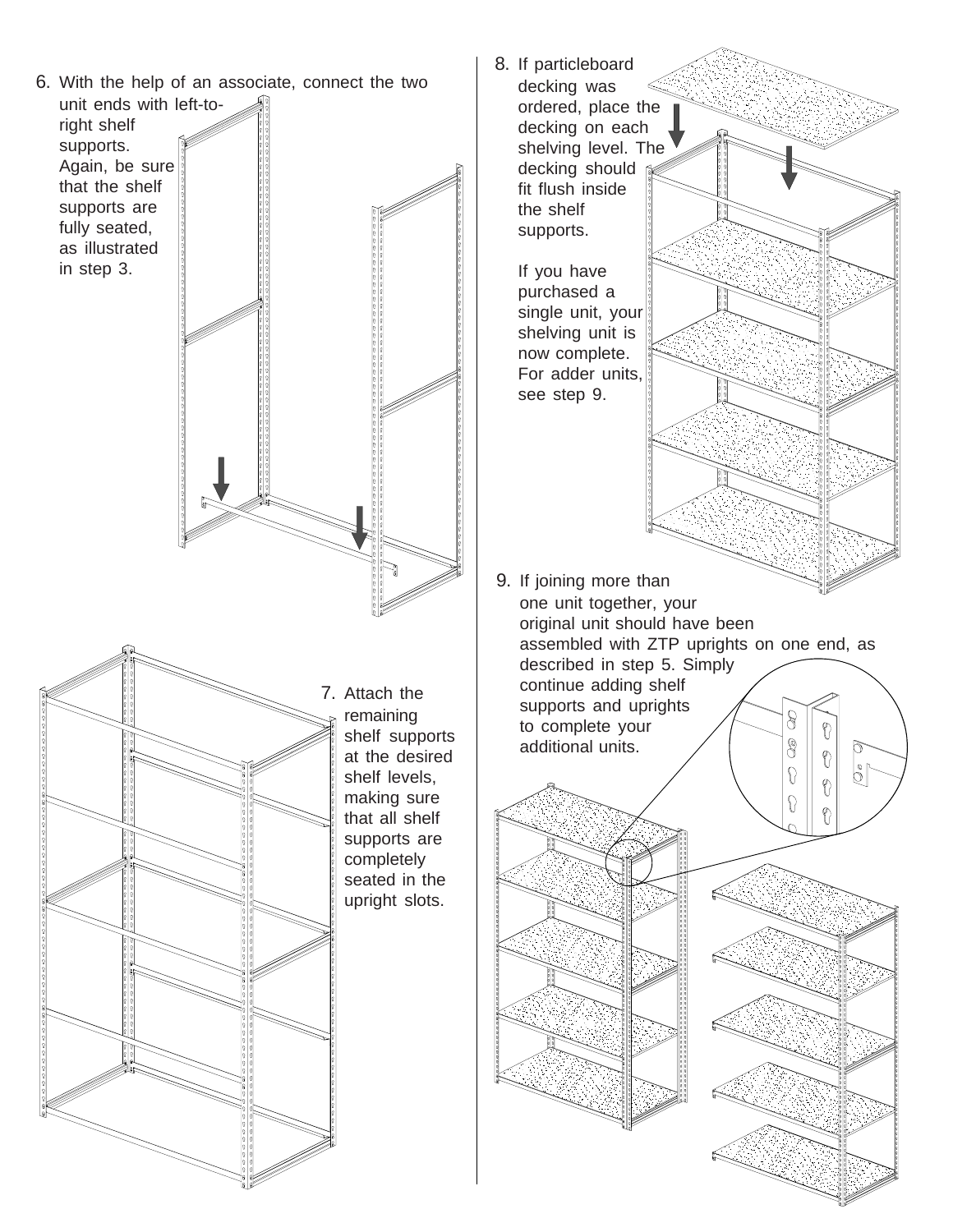6. With the help of an associate, connect the two unit ends with left-to-right shelf supports. Again, be sure that the shelf supports are fully seated, as illustrated in step 3.

7. Attach the remaining shelf supports at the desired shelf levels, making sure that all shelf supports are completely seated in the upright slots.

8. If particleboard decking was ordered, place the decking on each shelving level. The decking should fit flush inside the shelf supports.

   If you have purchased a single unit, your shelving unit is now complete. For adder units, see step 9.

9. If joining more than one unit together, your original unit should have been assembled with ZTP uprights on one end, as described in step 5. Simply continue adding shelf supports and uprights to complete your additional units.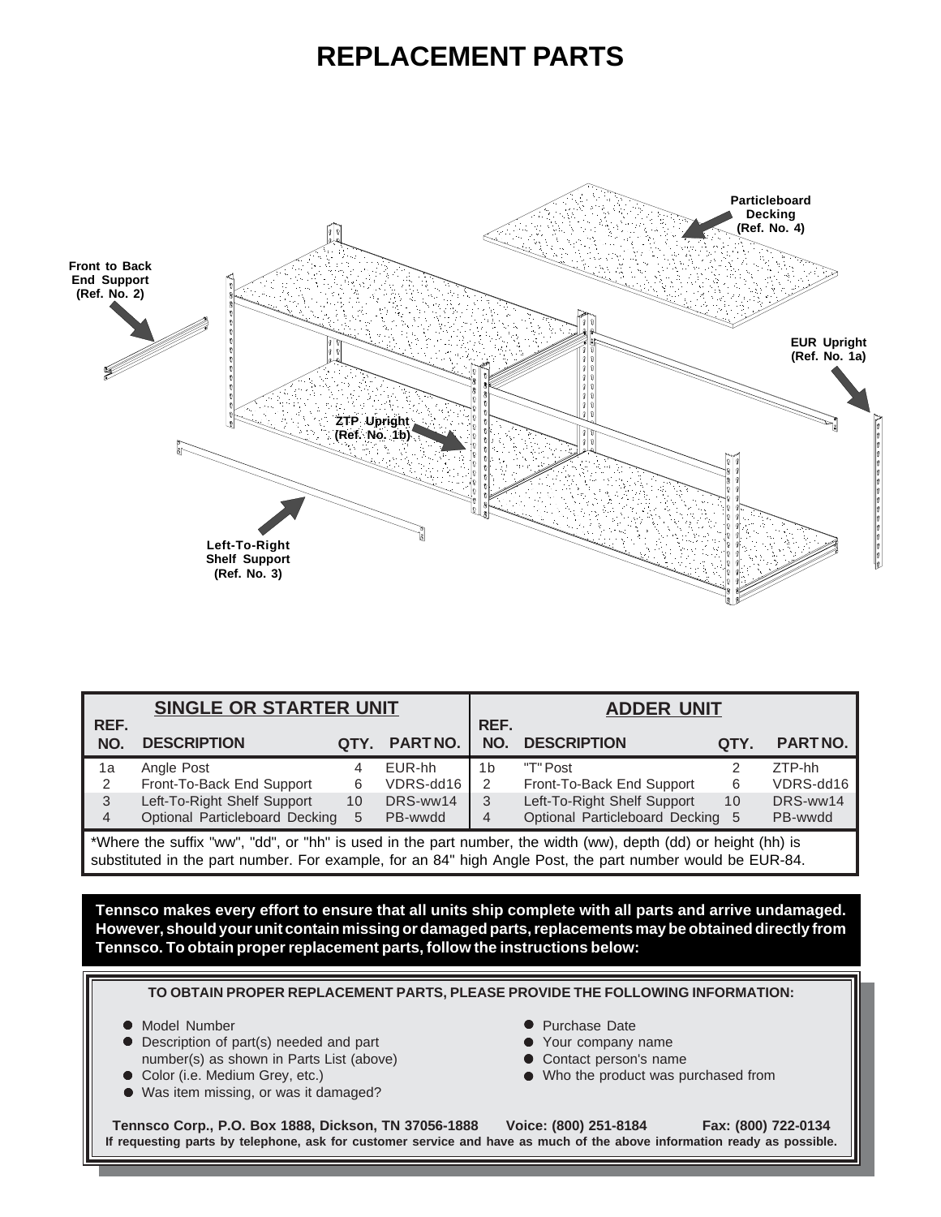# REPLACEMENT PARTS

Particleboard Decking (Ref. No. 4)

Front to Back End Support (Ref. No. 2)

EUR Upright (Ref. No. 1a)

ZTP Upright (Ref. No. 1b)

Left-To-Right Shelf Support (Ref. No. 3)

| SINGLE OR STARTER UNIT | | | | ADDER UNIT | | | |
|---|---|---|---|---|---|---|---|
| REF. NO. | DESCRIPTION | QTY. | PART NO. | REF. NO. | DESCRIPTION | QTY. | PART NO. |
| 1a | Angle Post | 4 | EUR-hh | 1b | "T" Post | 2 | ZTP-hh |
| 2 | Front-To-Back End Support | 6 | VDRS-dd16 | 2 | Front-To-Back End Support | 6 | VDRS-dd16 |
| 3 | Left-To-Right Shelf Support | 10 | DRS-ww14 | 3 | Left-To-Right Shelf Support | 10 | DRS-ww14 |
| 4 | Optional Particleboard Decking | 5 | PB-wwdd | 4 | Optional Particleboard Decking | 5 | PB-wwdd |

*Where the suffix "ww", "dd", or "hh" is used in the part number, the width (ww), depth (dd) or height (hh) is substituted in the part number. For example, for an 84" high Angle Post, the part number would be EUR-84.

**Tennsco makes every effort to ensure that all units ship complete with all parts and arrive undamaged. However, should your unit contain missing or damaged parts, replacements may be obtained directly from Tennsco. To obtain proper replacement parts, follow the instructions below:**

**TO OBTAIN PROPER REPLACEMENT PARTS, PLEASE PROVIDE THE FOLLOWING INFORMATION:**

- Model Number
- Description of part(s) needed and part number(s) as shown in Parts List (above)
- Color (i.e. Medium Grey, etc.)
- Was item missing, or was it damaged?
- Purchase Date
- Your company name
- Contact person's name
- Who the product was purchased from

**Tennsco Corp., P.O. Box 1888, Dickson, TN 37056-1888 Voice: (800) 251-8184 Fax: (800) 722-0134**

**If requesting parts by telephone, ask for customer service and have as much of the above information ready as possible.**